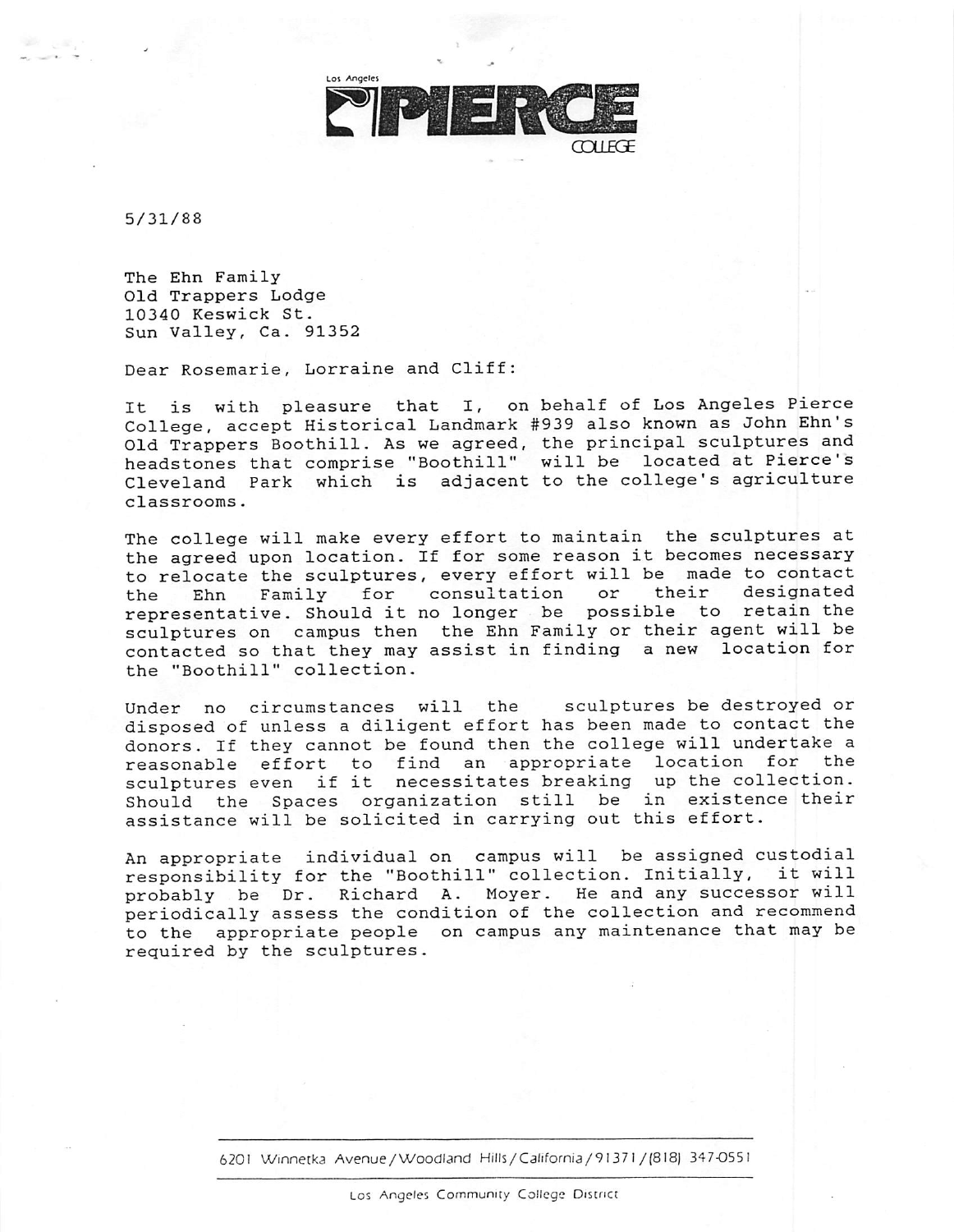Los Angeles **PIERCE** COLLEGE

5/31/88

The Ehn Family
Old Trappers Lodge
10340 Keswick St.
Sun Valley, Ca. 91352

Dear Rosemarie, Lorraine and Cliff:

It is with pleasure that I, on behalf of Los Angeles Pierce College, accept Historical Landmark #939 also known as John Ehn's Old Trappers Boothill. As we agreed, the principal sculptures and headstones that comprise "Boothill" will be located at Pierce's Cleveland Park which is adjacent to the college's agriculture classrooms.

The college will make every effort to maintain the sculptures at the agreed upon location. If for some reason it becomes necessary to relocate the sculptures, every effort will be made to contact the Ehn Family for consultation or their designated representative. Should it no longer be possible to retain the sculptures on campus then the Ehn Family or their agent will be contacted so that they may assist in finding a new location for the "Boothill" collection.

Under no circumstances will the sculptures be destroyed or disposed of unless a diligent effort has been made to contact the donors. If they cannot be found then the college will undertake a reasonable effort to find an appropriate location for the sculptures even if it necessitates breaking up the collection. Should the Spaces organization still be in existence their assistance will be solicited in carrying out this effort.

An appropriate individual on campus will be assigned custodial responsibility for the "Boothill" collection. Initially, it will probably be Dr. Richard A. Moyer. He and any successor will periodically assess the condition of the collection and recommend to the appropriate people on campus any maintenance that may be required by the sculptures.

6201 Winnetka Avenue / Woodland Hills / California / 91371 / (818) 347-0551

Los Angeles Community College District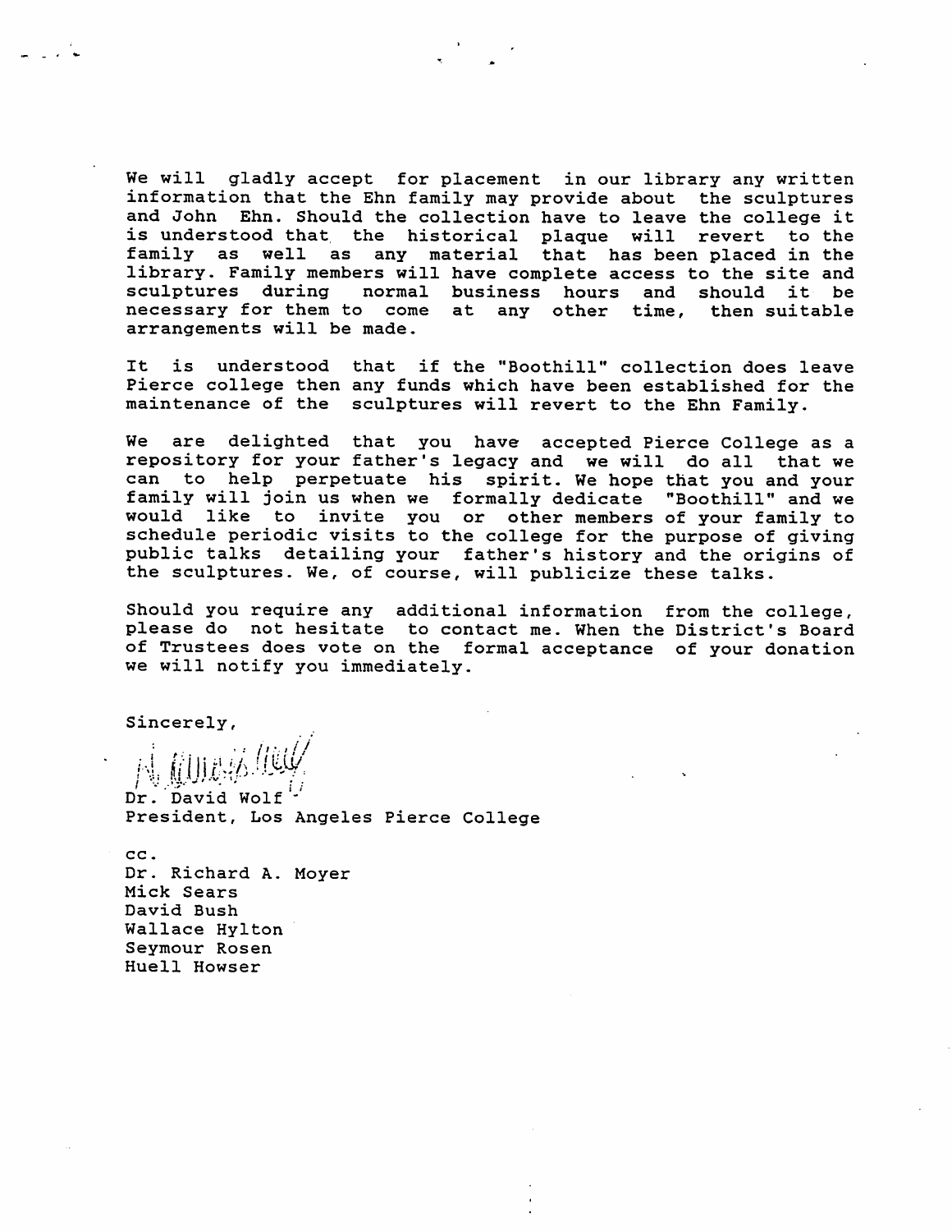We will gladly accept for placement in our library any written information that the Ehn family may provide about the sculptures and John Ehn. Should the collection have to leave the college it is understood that the historical plaque will revert to the family as well as any material that has been placed in the library. Family members will have complete access to the site and sculptures during normal business hours and should it be necessary for them to come at any other time, then suitable arrangements will be made.

It is understood that if the "Boothill" collection does leave Pierce college then any funds which have been established for the maintenance of the sculptures will revert to the Ehn Family.

We are delighted that you have accepted Pierce College as a repository for your father's legacy and we will do all that we can to help perpetuate his spirit. We hope that you and your family will join us when we formally dedicate "Boothill" and we would like to invite you or other members of your family to schedule periodic visits to the college for the purpose of giving public talks detailing your father's history and the origins of the sculptures. We, of course, will publicize these talks.

Should you require any additional information from the college, please do not hesitate to contact me. When the District's Board of Trustees does vote on the formal acceptance of your donation we will notify you immediately.

Sincerely,

Dr. David Wolf
President, Los Angeles Pierce College

cc.
Dr. Richard A. Moyer
Mick Sears
David Bush
Wallace Hylton
Seymour Rosen
Huell Howser